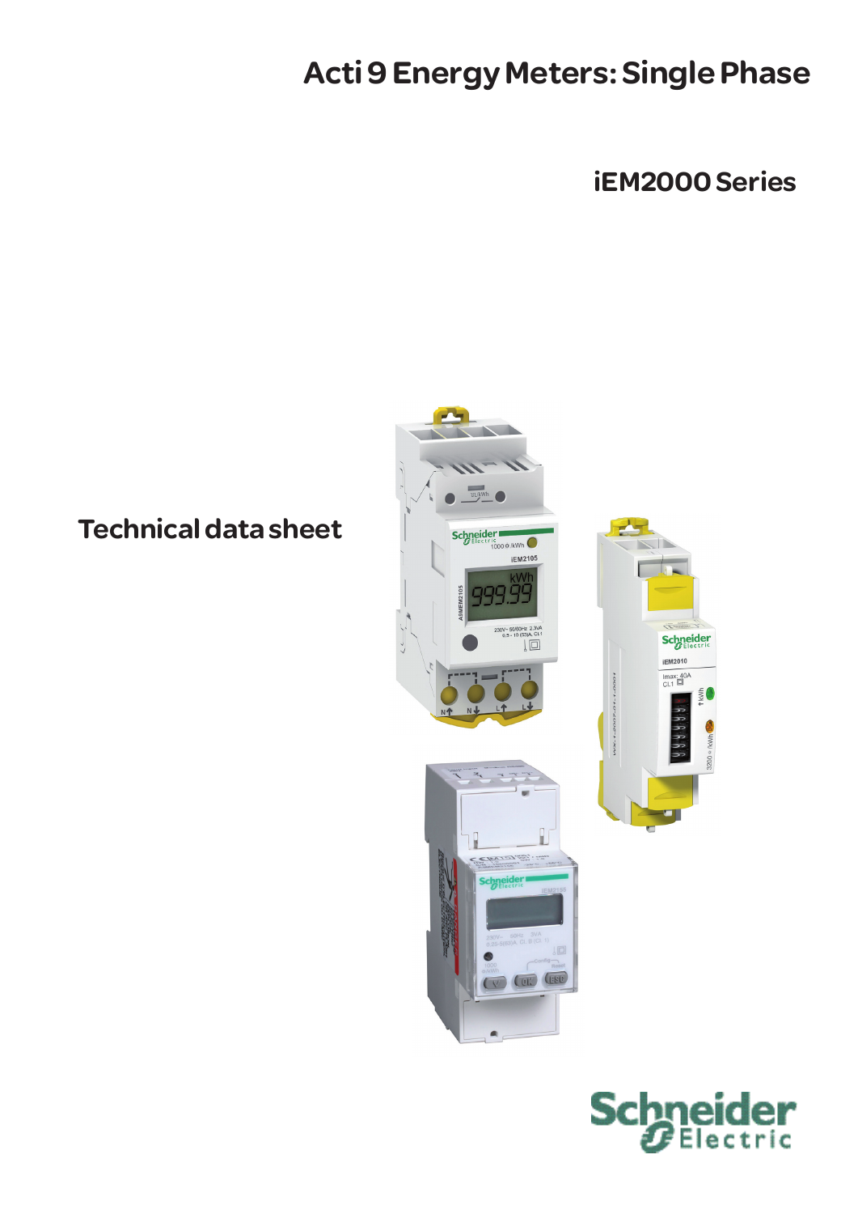# Acti 9 Energy Meters: Single Phase

## iEM2000 Series

## Technical data sheet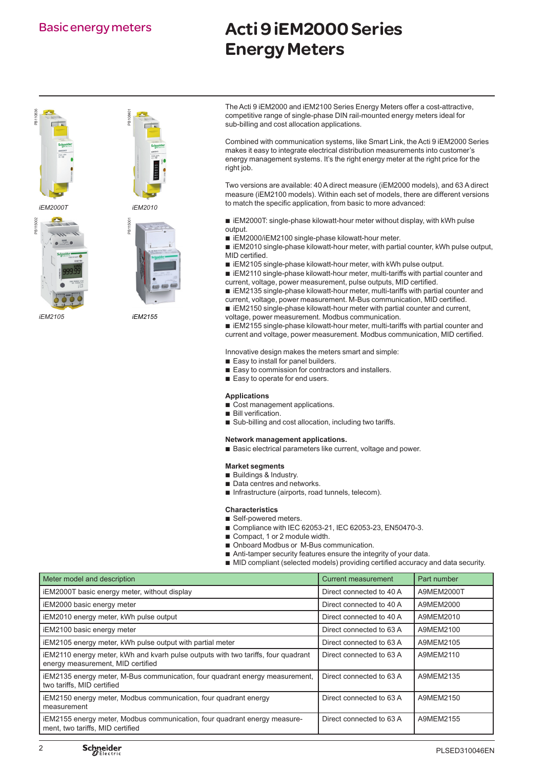Basic energy meters

# Acti 9 iEM2000 Series Energy Meters

iEM2000T

iEM2010

iEM2105

iEM2155

The Acti 9 iEM2000 and iEM2100 Series Energy Meters offer a cost-attractive, competitive range of single-phase DIN rail-mounted energy meters ideal for sub-billing and cost allocation applications.

Combined with communication systems, like Smart Link, the Acti 9 iEM2000 Series makes it easy to integrate electrical distribution measurements into customer's energy management systems. It's the right energy meter at the right price for the right job.

Two versions are available: 40 A direct measure (iEM2000 models), and 63 A direct measure (iEM2100 models). Within each set of models, there are different versions to match the specific application, from basic to more advanced:

- iEM2000T: single-phase kilowatt-hour meter without display, with kWh pulse output.
- iEM2000/iEM2100 single-phase kilowatt-hour meter.
- iEM2010 single-phase kilowatt-hour meter, with partial counter, kWh pulse output, MID certified.
- iEM2105 single-phase kilowatt-hour meter, with kWh pulse output.
- iEM2110 single-phase kilowatt-hour meter, multi-tariffs with partial counter and current, voltage, power measurement, pulse outputs, MID certified.
- iEM2135 single-phase kilowatt-hour meter, multi-tariffs with partial counter and current, voltage, power measurement. M-Bus communication, MID certified.
- iEM2150 single-phase kilowatt-hour meter with partial counter and current, voltage, power measurement. Modbus communication.
- iEM2155 single-phase kilowatt-hour meter, multi-tariffs with partial counter and current and voltage, power measurement. Modbus communication, MID certified.

Innovative design makes the meters smart and simple:

- Easy to install for panel builders.
- Easy to commission for contractors and installers.
- Easy to operate for end users.

**Applications**

- Cost management applications.
- Bill verification.
- Sub-billing and cost allocation, including two tariffs.

**Network management applications.**

- Basic electrical parameters like current, voltage and power.

**Market segments**

- Buildings & Industry.
- Data centres and networks.
- Infrastructure (airports, road tunnels, telecom).

**Characteristics**

- Self-powered meters.
- Compliance with IEC 62053-21, IEC 62053-23, EN50470-3.
- Compact, 1 or 2 module width.
- Onboard Modbus or M-Bus communication.
- Anti-tamper security features ensure the integrity of your data.
- MID compliant (selected models) providing certified accuracy and data security.

| Meter model and description | Current measurement | Part number |
|---|---|---|
| iEM2000T basic energy meter, without display | Direct connected to 40 A | A9MEM2000T |
| iEM2000 basic energy meter | Direct connected to 40 A | A9MEM2000 |
| iEM2010 energy meter, kWh pulse output | Direct connected to 40 A | A9MEM2010 |
| iEM2100 basic energy meter | Direct connected to 63 A | A9MEM2100 |
| iEM2105 energy meter, kWh pulse output with partial meter | Direct connected to 63 A | A9MEM2105 |
| iEM2110 energy meter, kWh and kvarh pulse outputs with two tariffs, four quadrant energy measurement, MID certified | Direct connected to 63 A | A9MEM2110 |
| iEM2135 energy meter, M-Bus communication, four quadrant energy measurement, two tariffs, MID certified | Direct connected to 63 A | A9MEM2135 |
| iEM2150 energy meter, Modbus communication, four quadrant energy measurement | Direct connected to 63 A | A9MEM2150 |
| iEM2155 energy meter, Modbus communication, four quadrant energy measurement, two tariffs, MID certified | Direct connected to 63 A | A9MEM2155 |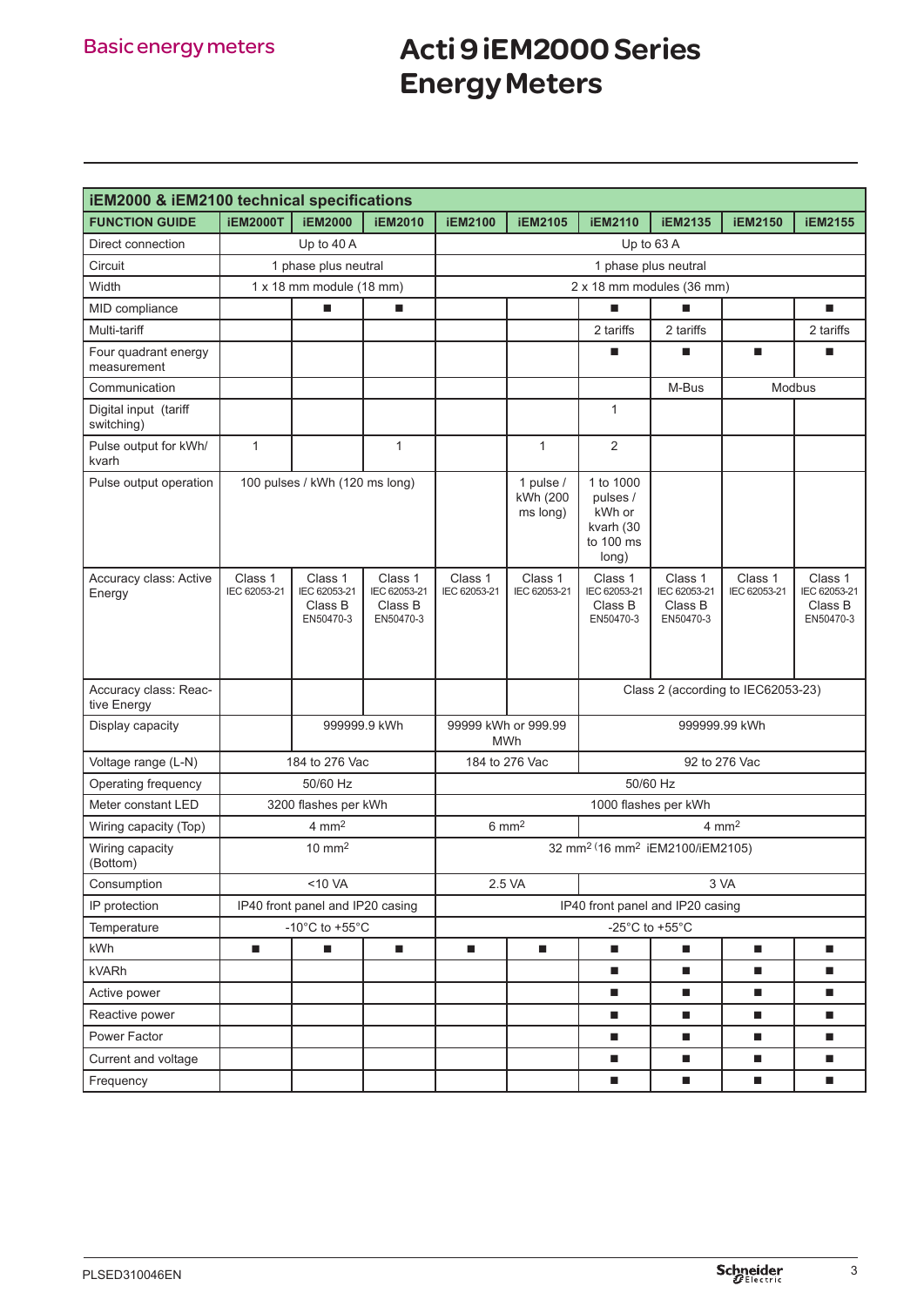# Acti 9 iEM2000 Series Energy Meters

| iEM2000 & iEM2100 technical specifications | | | | | | | | | |
|---|---|---|---|---|---|---|---|---|---|
| **FUNCTION GUIDE** | **iEM2000T** | **iEM2000** | **iEM2010** | **iEM2100** | **iEM2105** | **iEM2110** | **iEM2135** | **iEM2150** | **iEM2155** |
| Direct connection | Up to 40 A | | | Up to 63 A | | | | | |
| Circuit | 1 phase plus neutral | | | 1 phase plus neutral | | | | | |
| Width | 1 x 18 mm module (18 mm) | | | 2 x 18 mm modules (36 mm) | | | | | |
| MID compliance | | ■ | ■ | | | ■ | ■ | | ■ |
| Multi-tariff | | | | | | 2 tariffs | 2 tariffs | | 2 tariffs |
| Four quadrant energy measurement | | | | | | ■ | ■ | ■ | ■ |
| Communication | | | | | | | M-Bus | Modbus | |
| Digital input (tariff switching) | | | | | | 1 | | | |
| Pulse output for kWh/ kvarh | 1 | | 1 | | 1 | 2 | | | |
| Pulse output operation | 100 pulses / kWh (120 ms long) | | | | 1 pulse / kWh (200 ms long) | 1 to 1000 pulses / kWh or kvarh (30 to 100 ms long) | | | |
| Accuracy class: Active Energy | Class 1 IEC 62053-21 | Class 1 IEC 62053-21 Class B EN50470-3 | Class 1 IEC 62053-21 Class B EN50470-3 | Class 1 IEC 62053-21 | Class 1 IEC 62053-21 | Class 1 IEC 62053-21 Class B EN50470-3 | Class 1 IEC 62053-21 Class B EN50470-3 | Class 1 IEC 62053-21 | Class 1 IEC 62053-21 Class B EN50470-3 |
| Accuracy class: Reactive Energy | | | | | | Class 2 (according to IEC62053-23) | | | |
| Display capacity | | 999999.9 kWh | | 99999 kWh or 999.99 MWh | | 999999.99 kWh | | | |
| Voltage range (L-N) | 184 to 276 Vac | | | 184 to 276 Vac | | 92 to 276 Vac | | | |
| Operating frequency | 50/60 Hz | | | 50/60 Hz | | | | | |
| Meter constant LED | 3200 flashes per kWh | | | 1000 flashes per kWh | | | | | |
| Wiring capacity (Top) | 4 mm² | | | 6 mm² | | 4 mm² | | | |
| Wiring capacity (Bottom) | 10 mm² | | | 32 mm² (16 mm² iEM2100/iEM2105) | | | | | |
| Consumption | <10 VA | | | 2.5 VA | | 3 VA | | | |
| IP protection | IP40 front panel and IP20 casing | | | IP40 front panel and IP20 casing | | | | | |
| Temperature | -10°C to +55°C | | | -25°C to +55°C | | | | | |
| kWh | ■ | ■ | ■ | ■ | ■ | ■ | ■ | ■ | ■ |
| kVARh | | | | | | ■ | ■ | ■ | ■ |
| Active power | | | | | | ■ | ■ | ■ | ■ |
| Reactive power | | | | | | ■ | ■ | ■ | ■ |
| Power Factor | | | | | | ■ | ■ | ■ | ■ |
| Current and voltage | | | | | | ■ | ■ | ■ | ■ |
| Frequency | | | | | | ■ | ■ | ■ | ■ |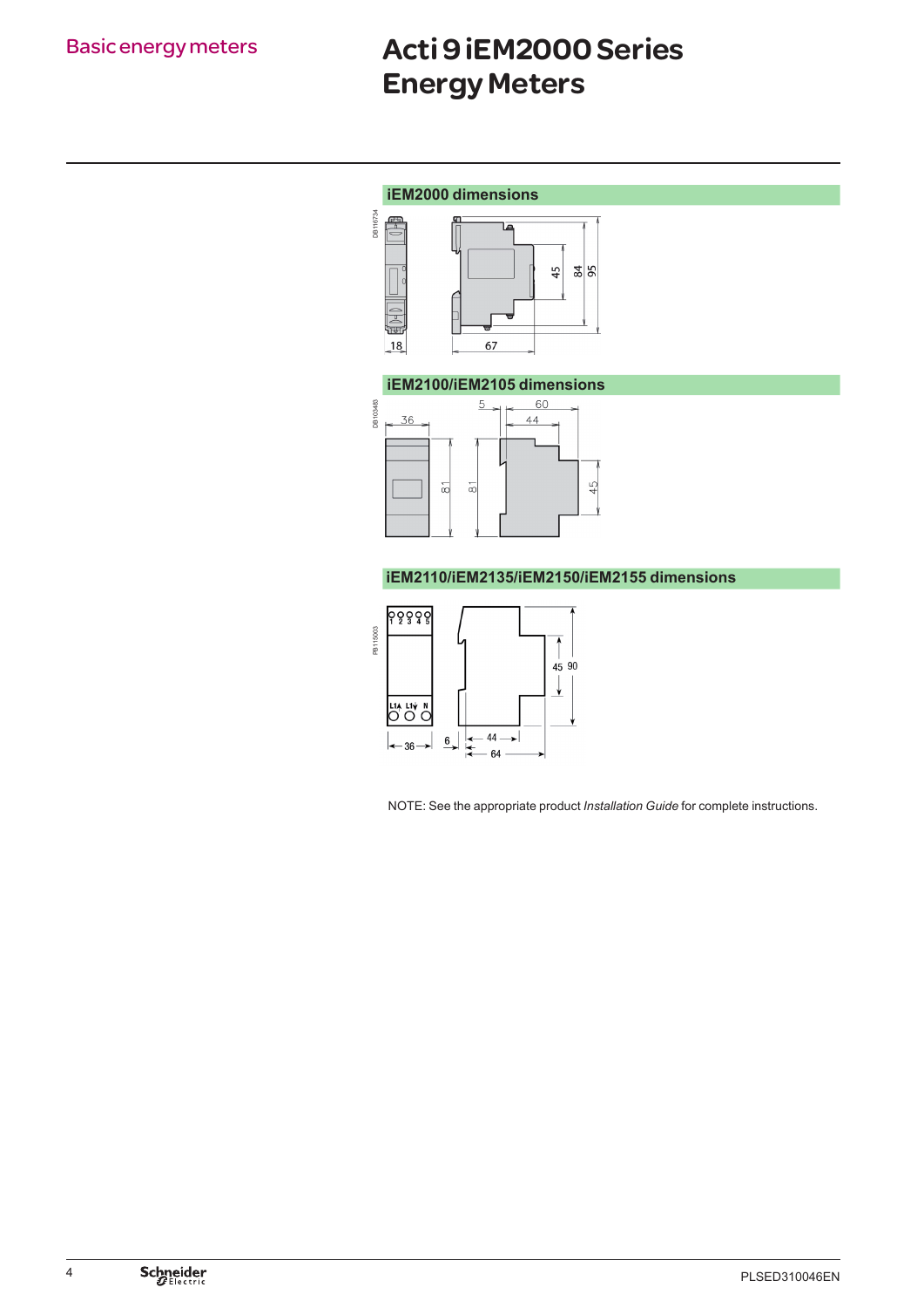Basic energy meters

# Acti 9 iEM2000 Series Energy Meters

## iEM2000 dimensions

## iEM2100/iEM2105 dimensions

## iEM2110/iEM2135/iEM2150/iEM2155 dimensions

NOTE: See the appropriate product *Installation Guide* for complete instructions.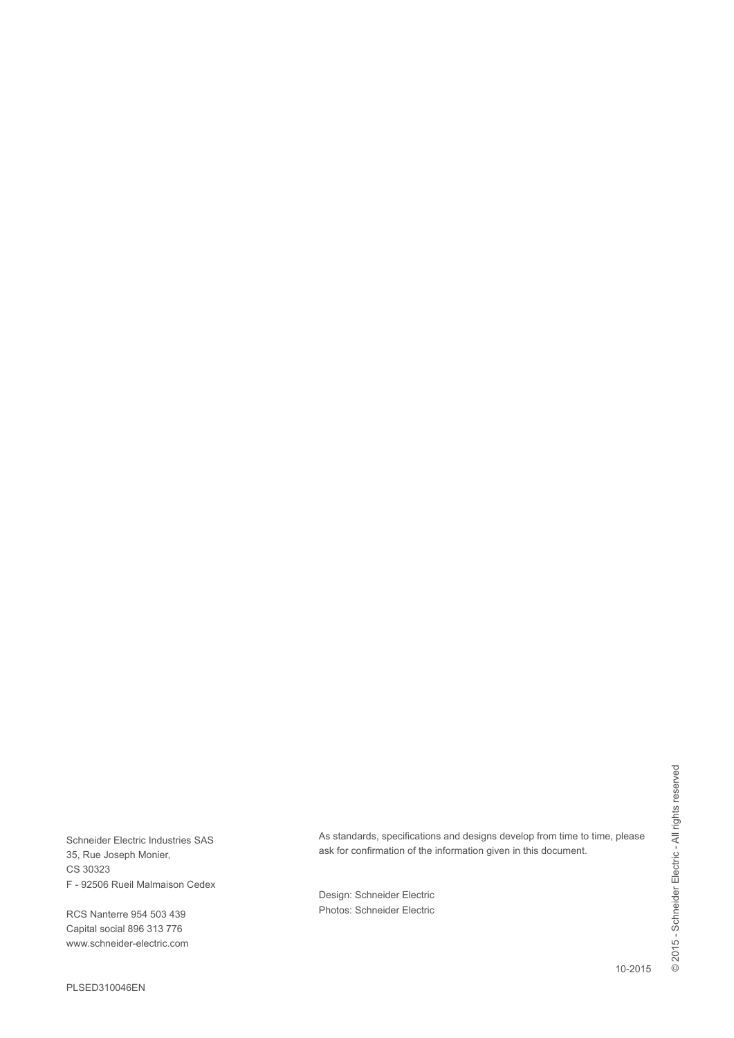Schneider Electric Industries SAS
35, Rue Joseph Monier,
CS 30323
F - 92506 Rueil Malmaison Cedex

RCS Nanterre 954 503 439
Capital social 896 313 776
www.schneider-electric.com

As standards, specifications and designs develop from time to time, please ask for confirmation of the information given in this document.

Design: Schneider Electric
Photos: Schneider Electric

© 2015 - Schneider Electric - All rights reserved

10-2015

PLSED310046EN